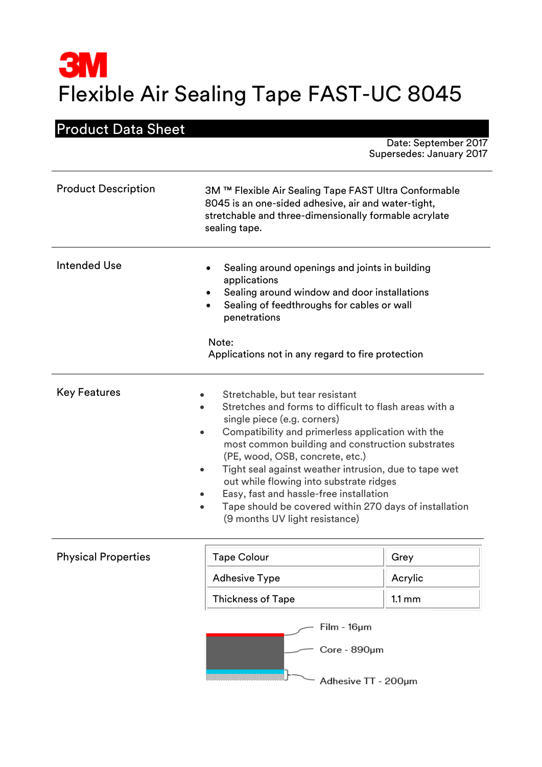3M

# Flexible Air Sealing Tape FAST-UC 8045

## Product Data Sheet

Date: September 2017
Supersedes: January 2017

## Product Description

3M ™ Flexible Air Sealing Tape FAST Ultra Conformable 8045 is an one-sided adhesive, air and water-tight, stretchable and three-dimensionally formable acrylate sealing tape.

## Intended Use

- Sealing around openings and joints in building applications
- Sealing around window and door installations
- Sealing of feedthroughs for cables or wall penetrations

Note:
Applications not in any regard to fire protection

## Key Features

- Stretchable, but tear resistant
- Stretches and forms to difficult to flash areas with a single piece (e.g. corners)
- Compatibility and primerless application with the most common building and construction substrates (PE, wood, OSB, concrete, etc.)
- Tight seal against weather intrusion, due to tape wet out while flowing into substrate ridges
- Easy, fast and hassle-free installation
- Tape should be covered within 270 days of installation (9 months UV light resistance)

## Physical Properties

| Tape Colour | Grey |
|---|---|
| Adhesive Type | Acrylic |
| Thickness of Tape | 1.1 mm |

Film - 16µm
Core - 890µm
Adhesive TT - 200µm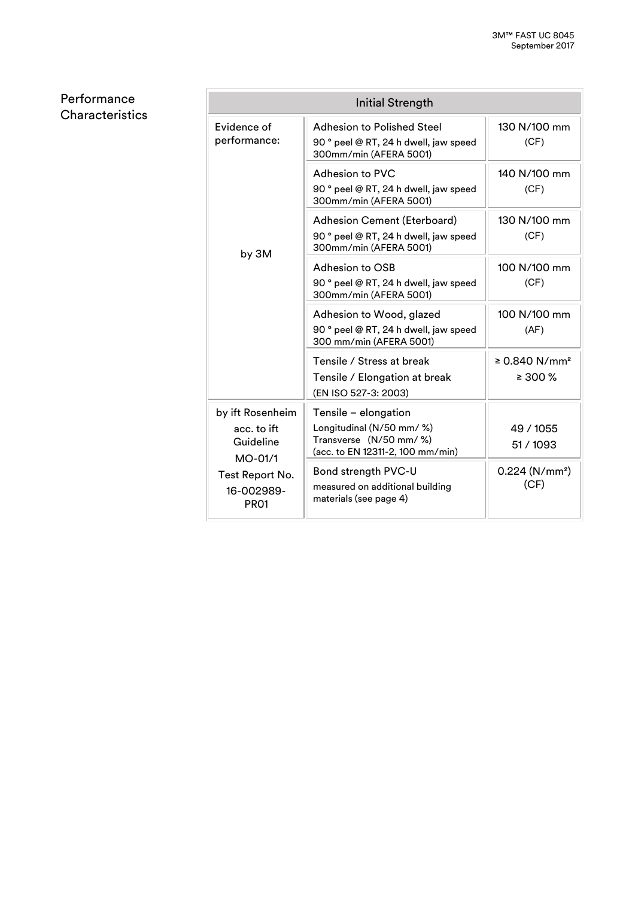## Performance Characteristics

| Initial Strength | | |
|---|---|---|
| Evidence of performance: by 3M | Adhesion to Polished Steel<br>90 ° peel @ RT, 24 h dwell, jaw speed 300mm/min (AFERA 5001) | 130 N/100 mm (CF) |
| | Adhesion to PVC<br>90 ° peel @ RT, 24 h dwell, jaw speed 300mm/min (AFERA 5001) | 140 N/100 mm (CF) |
| | Adhesion Cement (Eterboard)<br>90 ° peel @ RT, 24 h dwell, jaw speed 300mm/min (AFERA 5001) | 130 N/100 mm (CF) |
| | Adhesion to OSB<br>90 ° peel @ RT, 24 h dwell, jaw speed 300mm/min (AFERA 5001) | 100 N/100 mm (CF) |
| | Adhesion to Wood, glazed<br>90 ° peel @ RT, 24 h dwell, jaw speed 300 mm/min (AFERA 5001) | 100 N/100 mm (AF) |
| | Tensile / Stress at break<br>Tensile / Elongation at break<br>(EN ISO 527-3: 2003) | ≥ 0.840 N/mm²<br>≥ 300 % |
| by ift Rosenheim acc. to ift Guideline MO-01/1 Test Report No. 16-002989-PR01 | Tensile – elongation<br>Longitudinal (N/50 mm/ %)<br>Transverse (N/50 mm/ %)<br>(acc. to EN 12311-2, 100 mm/min) | 49 / 1055<br>51 / 1093 |
| | Bond strength PVC-U<br>measured on additional building materials (see page 4) | 0.224 (N/mm²) (CF) |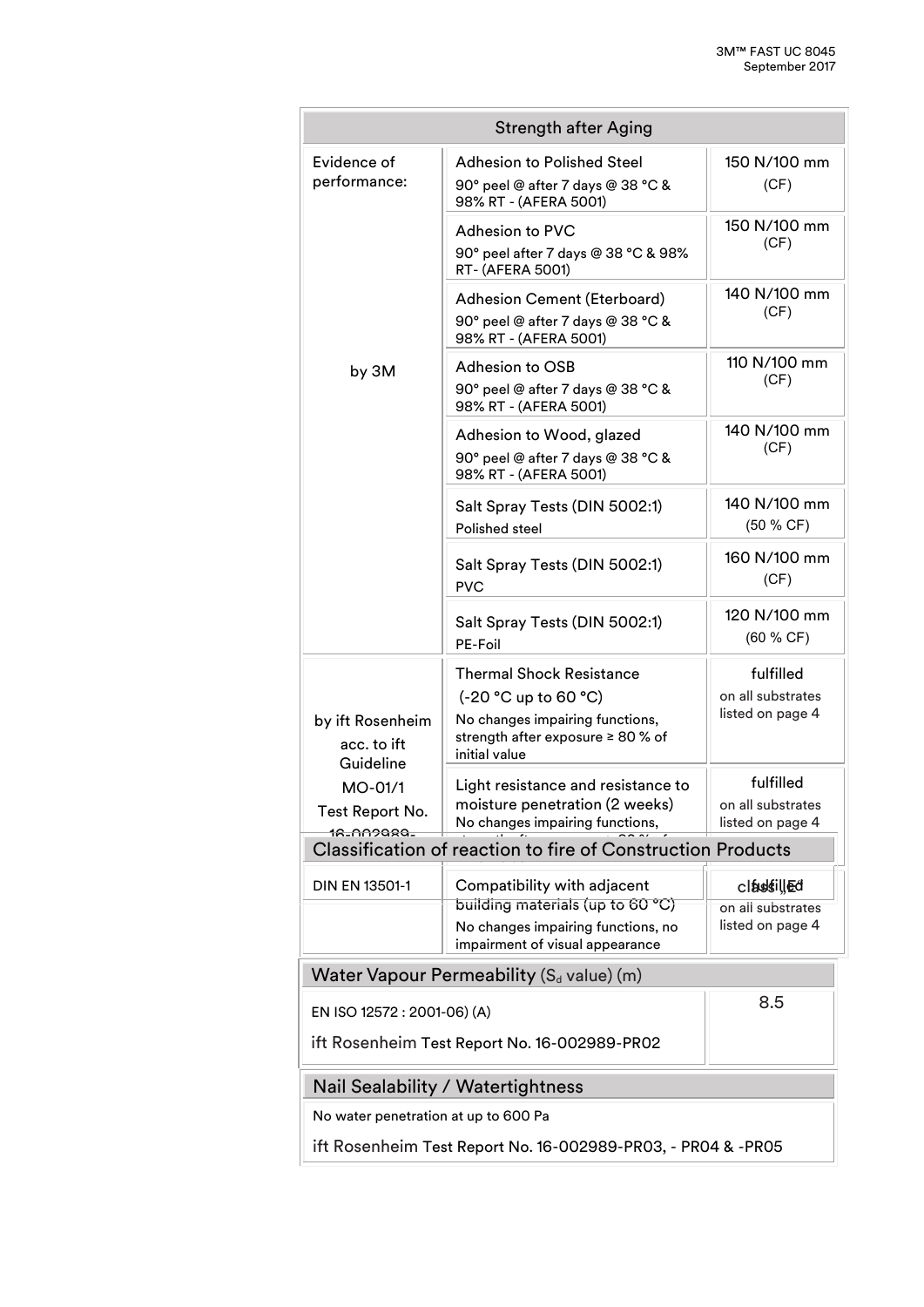## Strength after Aging

| Evidence of performance: | | |
|---|---|---|
| by 3M | Adhesion to Polished Steel<br>90° peel @ after 7 days @ 38 °C & 98% RT - (AFERA 5001) | 150 N/100 mm<br>(CF) |
| | Adhesion to PVC<br>90° peel after 7 days @ 38 °C & 98% RT- (AFERA 5001) | 150 N/100 mm<br>(CF) |
| | Adhesion Cement (Eterboard)<br>90° peel @ after 7 days @ 38 °C & 98% RT - (AFERA 5001) | 140 N/100 mm<br>(CF) |
| | Adhesion to OSB<br>90° peel @ after 7 days @ 38 °C & 98% RT - (AFERA 5001) | 110 N/100 mm<br>(CF) |
| | Adhesion to Wood, glazed<br>90° peel @ after 7 days @ 38 °C & 98% RT - (AFERA 5001) | 140 N/100 mm<br>(CF) |
| | Salt Spray Tests (DIN 5002:1)<br>Polished steel | 140 N/100 mm<br>(50 % CF) |
| | Salt Spray Tests (DIN 5002:1)<br>PVC | 160 N/100 mm<br>(CF) |
| | Salt Spray Tests (DIN 5002:1)<br>PE-Foil | 120 N/100 mm<br>(60 % CF) |
| by ift Rosenheim acc. to ift Guideline MO-01/1 Test Report No. 16-002989- | Thermal Shock Resistance<br>(-20 °C up to 60 °C)<br>No changes impairing functions, strength after exposure ≥ 80 % of initial value | fulfilled<br>on all substrates listed on page 4 |
| | Light resistance and resistance to moisture penetration (2 weeks)<br>No changes impairing functions, | fulfilled<br>on all substrates listed on page 4 |
| | Compatibility with adjacent building materials (up to 60 °C)<br>No changes impairing functions, no impairment of visual appearance | fulfilled<br>on all substrates listed on page 4 |

## Classification of reaction to fire of Construction Products

| DIN EN 13501-1 | | class E |
|---|---|---|

## Water Vapour Permeability ($S_d$ value) (m)

| | |
|---|---|
| EN ISO 12572 : 2001-06) (A)<br>ift Rosenheim Test Report No. 16-002989-PR02 | 8.5 |

## Nail Sealability / Watertightness

No water penetration at up to 600 Pa

ift Rosenheim Test Report No. 16-002989-PR03, - PR04 & -PR05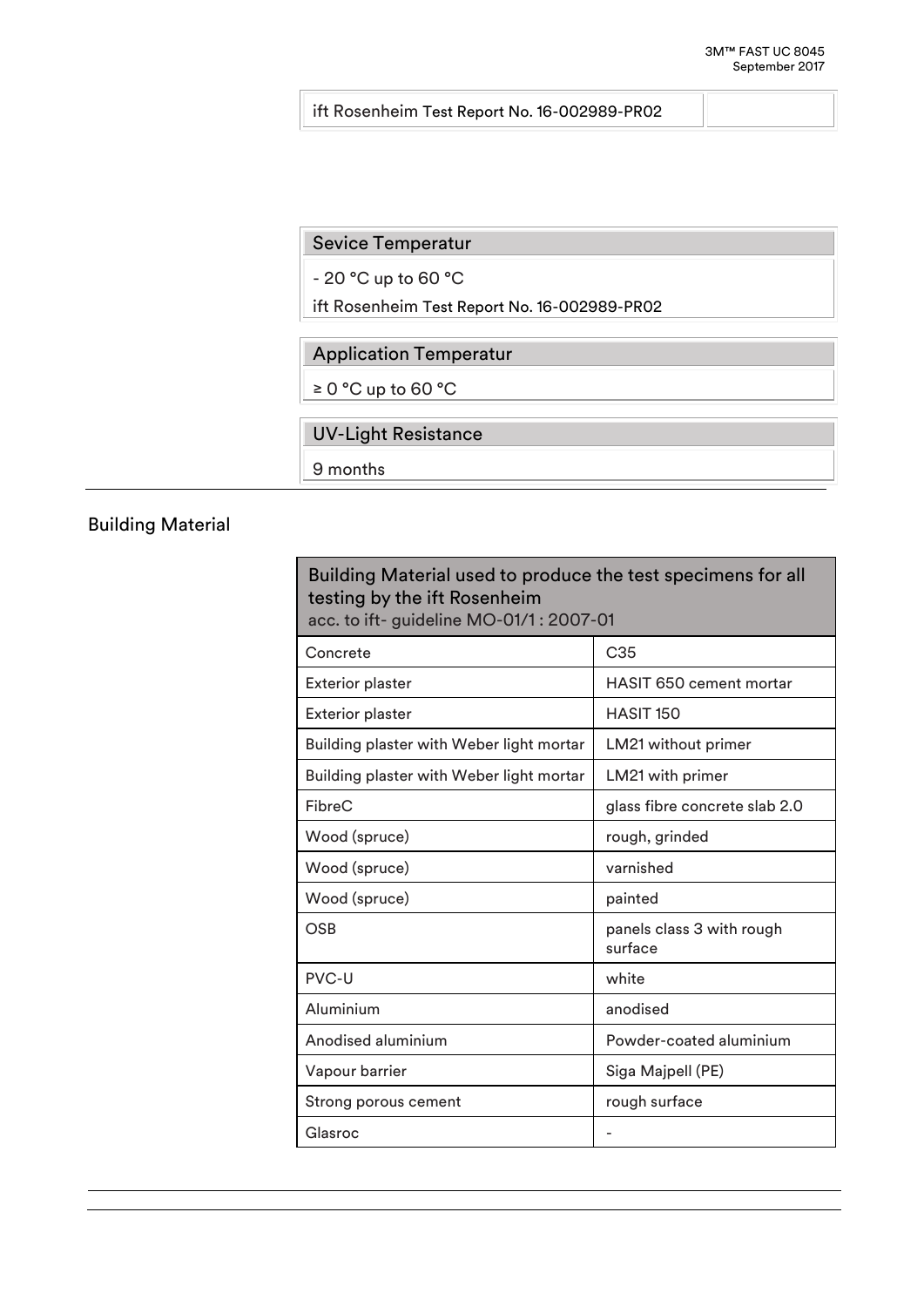| ift Rosenheim Test Report No. 16-002989-PR02 | |
|---|---|

| Sevice Temperatur |
|---|
| - 20 °C up to 60 °C |
| ift Rosenheim Test Report No. 16-002989-PR02 |

| Application Temperatur |
|---|
| ≥ 0 °C up to 60 °C |

| UV-Light Resistance |
|---|
| 9 months |

## Building Material

| Building Material used to produce the test specimens for all testing by the ift Rosenheim acc. to ift- guideline MO-01/1 : 2007-01 | |
|---|---|
| Concrete | C35 |
| Exterior plaster | HASIT 650 cement mortar |
| Exterior plaster | HASIT 150 |
| Building plaster with Weber light mortar | LM21 without primer |
| Building plaster with Weber light mortar | LM21 with primer |
| FibreC | glass fibre concrete slab 2.0 |
| Wood (spruce) | rough, grinded |
| Wood (spruce) | varnished |
| Wood (spruce) | painted |
| OSB | panels class 3 with rough surface |
| PVC-U | white |
| Aluminium | anodised |
| Anodised aluminium | Powder-coated aluminium |
| Vapour barrier | Siga Majpell (PE) |
| Strong porous cement | rough surface |
| Glasroc | - |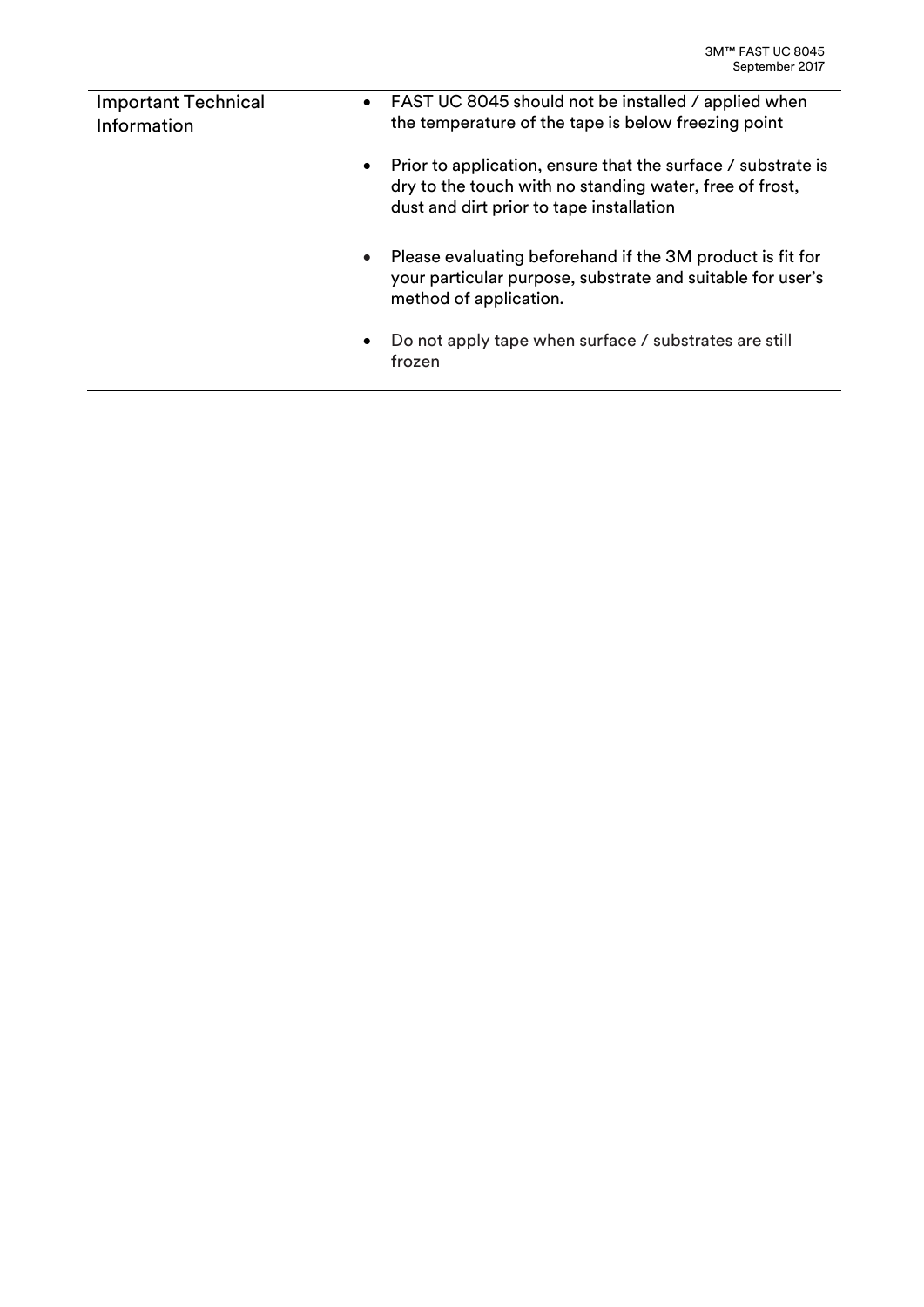| Important Technical Information | • FAST UC 8045 should not be installed / applied when the temperature of the tape is below freezing point<br><br>• Prior to application, ensure that the surface / substrate is dry to the touch with no standing water, free of frost, dust and dirt prior to tape installation<br><br>• Please evaluating beforehand if the 3M product is fit for your particular purpose, substrate and suitable for user's method of application.<br><br>• Do not apply tape when surface / substrates are still frozen |
|---|---|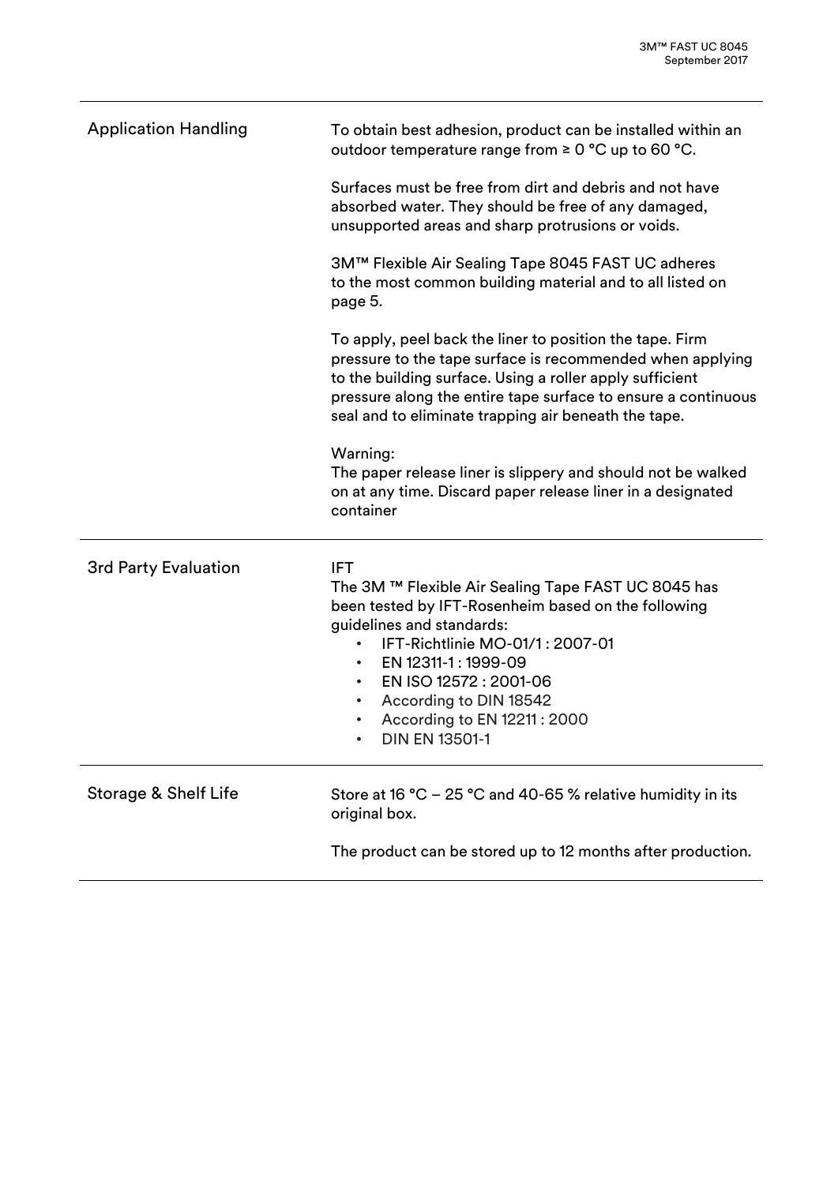| | |
|---|---|
| Application Handling | To obtain best adhesion, product can be installed within an outdoor temperature range from ≥ 0 °C up to 60 °C.<br><br>Surfaces must be free from dirt and debris and not have absorbed water. They should be free of any damaged, unsupported areas and sharp protrusions or voids.<br><br>3M™ Flexible Air Sealing Tape 8045 FAST UC adheres to the most common building material and to all listed on page 5.<br><br>To apply, peel back the liner to position the tape. Firm pressure to the tape surface is recommended when applying to the building surface. Using a roller apply sufficient pressure along the entire tape surface to ensure a continuous seal and to eliminate trapping air beneath the tape.<br><br>Warning:<br>The paper release liner is slippery and should not be walked on at any time. Discard paper release liner in a designated container |
| 3rd Party Evaluation | IFT<br>The 3M ™ Flexible Air Sealing Tape FAST UC 8045 has been tested by IFT-Rosenheim based on the following guidelines and standards:<br>• IFT-Richtlinie MO-01/1 : 2007-01<br>• EN 12311-1 : 1999-09<br>• EN ISO 12572 : 2001-06<br>• According to DIN 18542<br>• According to EN 12211 : 2000<br>• DIN EN 13501-1 |
| Storage & Shelf Life | Store at 16 °C – 25 °C and 40-65 % relative humidity in its original box.<br><br>The product can be stored up to 12 months after production. |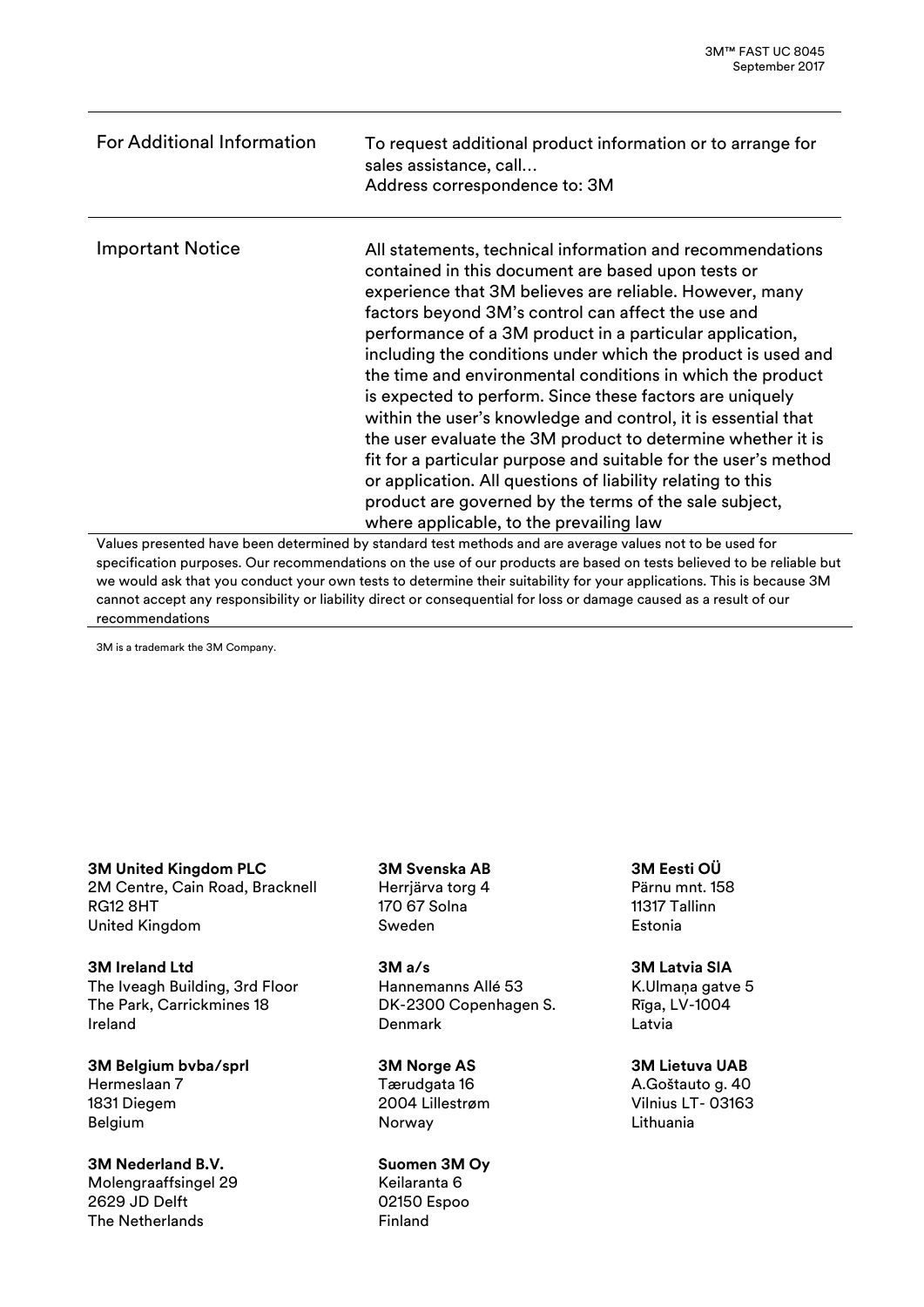| | |
|---|---|
| For Additional Information | To request additional product information or to arrange for sales assistance, call… Address correspondence to: 3M |
| Important Notice | All statements, technical information and recommendations contained in this document are based upon tests or experience that 3M believes are reliable. However, many factors beyond 3M's control can affect the use and performance of a 3M product in a particular application, including the conditions under which the product is used and the time and environmental conditions in which the product is expected to perform. Since these factors are uniquely within the user's knowledge and control, it is essential that the user evaluate the 3M product to determine whether it is fit for a particular purpose and suitable for the user's method or application. All questions of liability relating to this product are governed by the terms of the sale subject, where applicable, to the prevailing law |

Values presented have been determined by standard test methods and are average values not to be used for specification purposes. Our recommendations on the use of our products are based on tests believed to be reliable but we would ask that you conduct your own tests to determine their suitability for your applications. This is because 3M cannot accept any responsibility or liability direct or consequential for loss or damage caused as a result of our recommendations

3M is a trademark the 3M Company.

**3M United Kingdom PLC**
2M Centre, Cain Road, Bracknell
RG12 8HT
United Kingdom

**3M Ireland Ltd**
The Iveagh Building, 3rd Floor
The Park, Carrickmines 18
Ireland

**3M Belgium bvba/sprl**
Hermeslaan 7
1831 Diegem
Belgium

**3M Nederland B.V.**
Molengraaffsingel 29
2629 JD Delft
The Netherlands

**3M Svenska AB**
Herrjärva torg 4
170 67 Solna
Sweden

**3M a/s**
Hannemanns Allé 53
DK-2300 Copenhagen S.
Denmark

**3M Norge AS**
Tærudgata 16
2004 Lillestrøm
Norway

**Suomen 3M Oy**
Keilaranta 6
02150 Espoo
Finland

**3M Eesti OÜ**
Pärnu mnt. 158
11317 Tallinn
Estonia

**3M Latvia SIA**
K.Ulmaņa gatve 5
Rīga, LV-1004
Latvia

**3M Lietuva UAB**
A.Goštauto g. 40
Vilnius LT- 03163
Lithuania